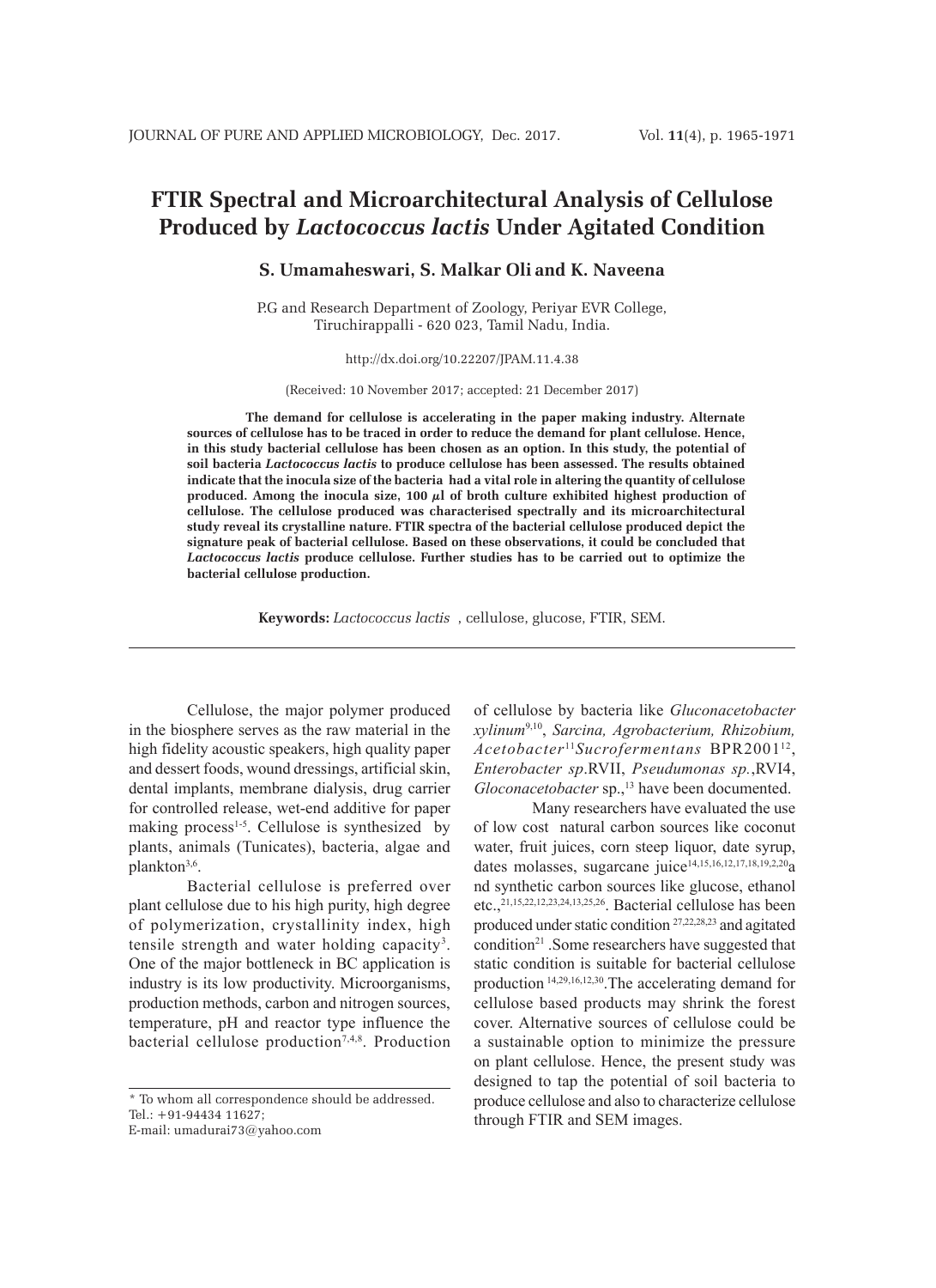# FTIR Spectral and Microarchitectural Analysis of Cellulose Produced by *Lactococcus lactis* Under Agitated Condition

**S. Umamaheswari, S. Malkar Oli and K. Naveena**

P.G and Research Department of Zoology, Periyar EVR College, Tiruchirappalli - 620 023, Tamil Nadu, India.

http://dx.doi.org/10.22207/JPAM.11.4.38

(Received: 10 November 2017; accepted: 21 December 2017)

**The demand for cellulose is accelerating in the paper making industry. Alternate sources of cellulose has to be traced in order to reduce the demand for plant cellulose. Hence, in this study bacterial cellulose has been chosen as an option. In this study, the potential of soil bacteria *Lactococcus lactis* to produce cellulose has been assessed. The results obtained indicate that the inocula size of the bacteria had a vital role in altering the quantity of cellulose produced. Among the inocula size, 100 µl of broth culture exhibited highest production of cellulose. The cellulose produced was characterised spectrally and its microarchitectural study reveal its crystalline nature. FTIR spectra of the bacterial cellulose produced depict the signature peak of bacterial cellulose. Based on these observations, it could be concluded that *Lactococcus lactis* produce cellulose. Further studies has to be carried out to optimize the bacterial cellulose production.**

**Keywords:** *Lactococcus lactis* , cellulose, glucose, FTIR, SEM.

---

Cellulose, the major polymer produced in the biosphere serves as the raw material in the high fidelity acoustic speakers, high quality paper and dessert foods, wound dressings, artificial skin, dental implants, membrane dialysis, drug carrier for controlled release, wet-end additive for paper making process[1-5]. Cellulose is synthesized by plants, animals (Tunicates), bacteria, algae and plankton[3,6].

Bacterial cellulose is preferred over plant cellulose due to his high purity, high degree of polymerization, crystallinity index, high tensile strength and water holding capacity[3]. One of the major bottleneck in BC application is industry is its low productivity. Microorganisms, production methods, carbon and nitrogen sources, temperature, pH and reactor type influence the bacterial cellulose production[7,4,8]. Production of cellulose by bacteria like *Gluconacetobacter xylinum*[9,10], *Sarcina, Agrobacterium, Rhizobium, Acetobacter*[11]*Sucrofermentans* BPR2001[12], *Enterobacter sp*.RVII, *Pseudumonas sp.*,RVI4, *Gloconacetobacter* sp.,[13] have been documented.

Many researchers have evaluated the use of low cost natural carbon sources like coconut water, fruit juices, corn steep liquor, date syrup, dates molasses, sugarcane juice[14,15,16,12,17,18,19,2,20]a nd synthetic carbon sources like glucose, ethanol etc.,[21,15,22,12,23,24,13,25,26]. Bacterial cellulose has been produced under static condition [27,22,28,23] and agitated condition[21] .Some researchers have suggested that static condition is suitable for bacterial cellulose production [14,29,16,12,30].The accelerating demand for cellulose based products may shrink the forest cover. Alternative sources of cellulose could be a sustainable option to minimize the pressure on plant cellulose. Hence, the present study was designed to tap the potential of soil bacteria to produce cellulose and also to characterize cellulose through FTIR and SEM images.

---

\* To whom all correspondence should be addressed.
Tel.: +91-94434 11627;
E-mail: umadurai73@yahoo.com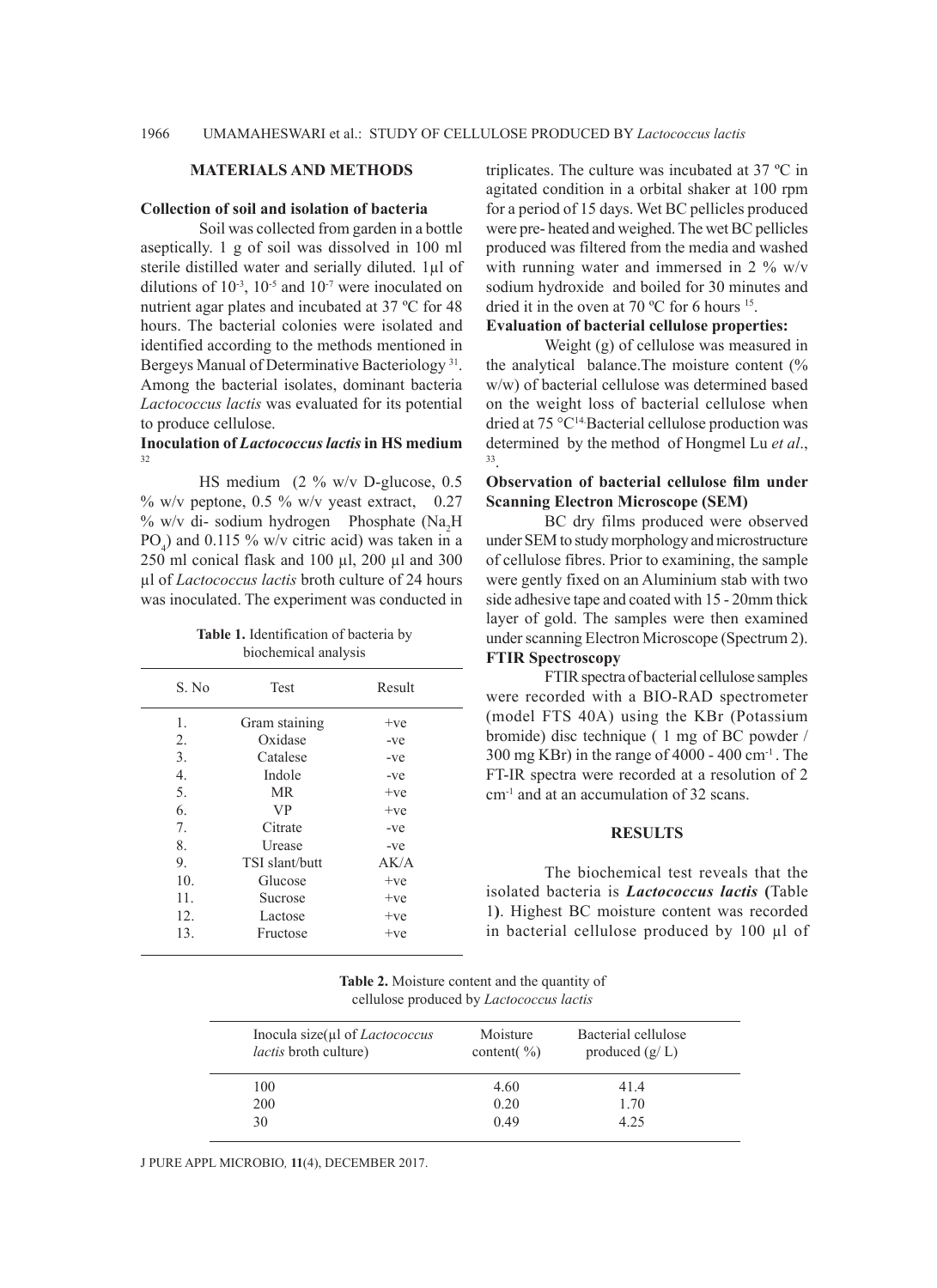## MATERIALS AND METHODS

### Collection of soil and isolation of bacteria

Soil was collected from garden in a bottle aseptically. 1 g of soil was dissolved in 100 ml sterile distilled water and serially diluted. 1µl of dilutions of $10^{-3}$, $10^{-5}$ and $10^{-7}$ were inoculated on nutrient agar plates and incubated at 37 ºC for 48 hours. The bacterial colonies were isolated and identified according to the methods mentioned in Bergeys Manual of Determinative Bacteriology [31]. Among the bacterial isolates, dominant bacteria *Lactococcus lactis* was evaluated for its potential to produce cellulose.

### Inoculation of *Lactococcus lactis* in HS medium [32]

HS medium (2 % w/v D-glucose, 0.5 % w/v peptone, 0.5 % w/v yeast extract, 0.27 % w/v di- sodium hydrogen Phosphate ($Na_2HPO_4$) and 0.115 % w/v citric acid) was taken in a 250 ml conical flask and 100 µl, 200 µl and 300 µl of *Lactococcus lactis* broth culture of 24 hours was inoculated. The experiment was conducted in triplicates. The culture was incubated at 37 ºC in agitated condition in a orbital shaker at 100 rpm for a period of 15 days. Wet BC pellicles produced were pre- heated and weighed. The wet BC pellicles produced was filtered from the media and washed with running water and immersed in 2 % w/v sodium hydroxide and boiled for 30 minutes and dried it in the oven at 70 ºC for 6 hours [15].

**Table 1.** Identification of bacteria by biochemical analysis

| S. No | Test | Result |
|---|---|---|
| 1. | Gram staining | +ve |
| 2. | Oxidase | -ve |
| 3. | Catalese | -ve |
| 4. | Indole | -ve |
| 5. | MR | +ve |
| 6. | VP | +ve |
| 7. | Citrate | -ve |
| 8. | Urease | -ve |
| 9. | TSI slant/butt | AK/A |
| 10. | Glucose | +ve |
| 11. | Sucrose | +ve |
| 12. | Lactose | +ve |
| 13. | Fructose | +ve |

### Evaluation of bacterial cellulose properties:

Weight (g) of cellulose was measured in the analytical balance.The moisture content (% w/w) of bacterial cellulose was determined based on the weight loss of bacterial cellulose when dried at 75 °C[14].Bacterial cellulose production was determined by the method of Hongmel Lu *et al*., [33].

### Observation of bacterial cellulose film under Scanning Electron Microscope (SEM)

BC dry films produced were observed under SEM to study morphology and microstructure of cellulose fibres. Prior to examining, the sample were gently fixed on an Aluminium stab with two side adhesive tape and coated with 15 - 20mm thick layer of gold. The samples were then examined under scanning Electron Microscope (Spectrum 2).

### FTIR Spectroscopy

FTIR spectra of bacterial cellulose samples were recorded with a BIO-RAD spectrometer (model FTS 40A) using the KBr (Potassium bromide) disc technique ( 1 mg of BC powder / 300 mg KBr) in the range of 4000 - 400 $cm^{-1}$. The FT-IR spectra were recorded at a resolution of 2 $cm^{-1}$ and at an accumulation of 32 scans.

## RESULTS

The biochemical test reveals that the isolated bacteria is ***Lactococcus lactis*** **(**Table 1**)**. Highest BC moisture content was recorded in bacterial cellulose produced by 100 µl of

**Table 2.** Moisture content and the quantity of cellulose produced by *Lactococcus lactis*

| Inocula size(µl of *Lactococcus lactis* broth culture) | Moisture content( %) | Bacterial cellulose produced (g/ L) |
|---|---|---|
| 100 | 4.60 | 41.4 |
| 200 | 0.20 | 1.70 |
| 30 | 0.49 | 4.25 |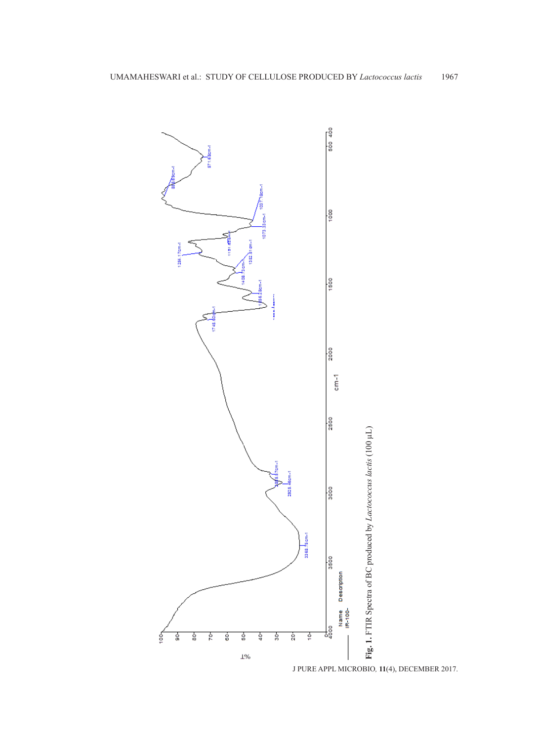**Fig. 1.** FTIR Spectra of BC produced by *Lactococcus lactis* (100 µL)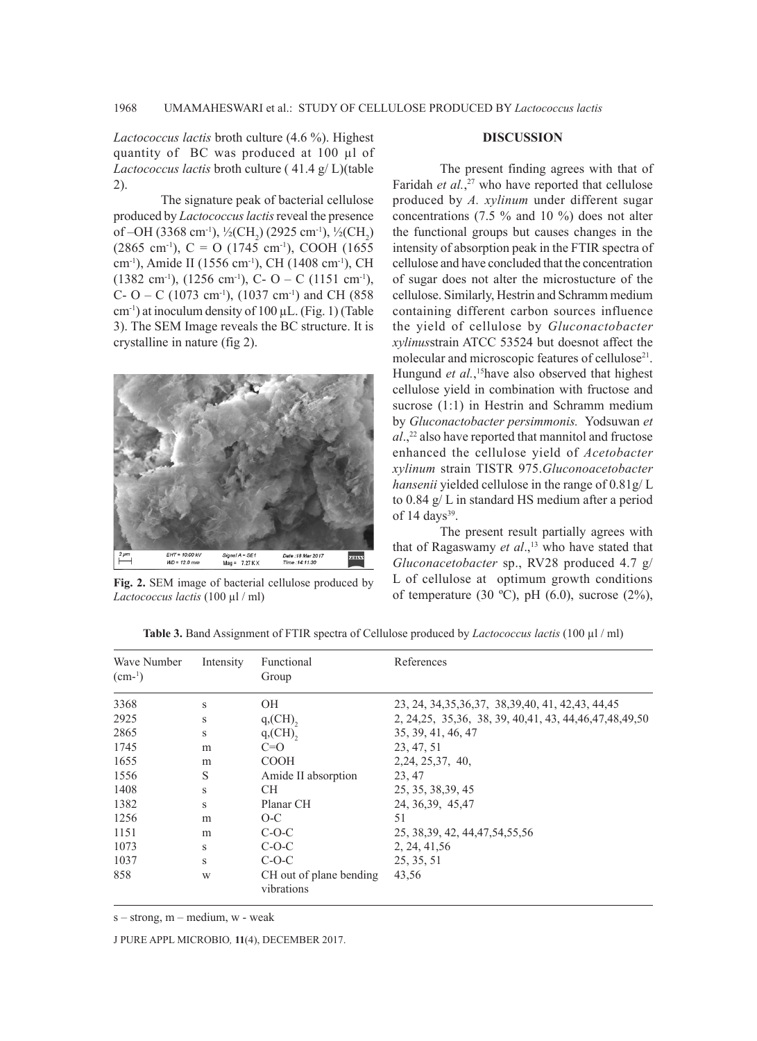*Lactococcus lactis* broth culture (4.6 %). Highest quantity of BC was produced at 100 µl of *Lactococcus lactis* broth culture ( 41.4 g/ L)(table 2).

The signature peak of bacterial cellulose produced by *Lactococcus lactis* reveal the presence of –OH (3368 $cm^{-1}$), ½($CH_2$) (2925 $cm^{-1}$), ½($CH_2$) (2865 $cm^{-1}$), C = O (1745 $cm^{-1}$), COOH (1655 $cm^{-1}$), Amide II (1556 $cm^{-1}$), CH (1408 $cm^{-1}$), CH (1382 $cm^{-1}$), (1256 $cm^{-1}$), C- O – C (1151 $cm^{-1}$), C- O – C (1073 $cm^{-1}$), (1037 $cm^{-1}$) and CH (858 $cm^{-1}$) at inoculum density of 100 µL. (Fig. 1) (Table 3). The SEM Image reveals the BC structure. It is crystalline in nature (fig 2).

**Fig. 2.** SEM image of bacterial cellulose produced by *Lactococcus lactis* (100 µl / ml)

## DISCUSSION

The present finding agrees with that of Faridah *et al.*,[27] who have reported that cellulose produced by *A. xylinum* under different sugar concentrations (7.5 % and 10 %) does not alter the functional groups but causes changes in the intensity of absorption peak in the FTIR spectra of cellulose and have concluded that the concentration of sugar does not alter the microstucture of the cellulose. Similarly, Hestrin and Schramm medium containing different carbon sources influence the yield of cellulose by *Gluconactobacter xylinus*strain ATCC 53524 but doesnot affect the molecular and microscopic features of cellulose[21]. Hungund *et al.*,[15]have also observed that highest cellulose yield in combination with fructose and sucrose (1:1) in Hestrin and Schramm medium by *Gluconactobacter persimmonis.* Yodsuwan *et al*.,[22] also have reported that mannitol and fructose enhanced the cellulose yield of *Acetobacter xylinum* strain TISTR 975.*Gluconoacetobacter hansenii* yielded cellulose in the range of 0.81g/ L to 0.84 g/ L in standard HS medium after a period of 14 days[39].

The present result partially agrees with that of Ragaswamy *et al*.,[13] who have stated that *Gluconacetobacter* sp., RV28 produced 4.7 g/ L of cellulose at optimum growth conditions of temperature (30 ºC), pH (6.0), sucrose (2%),

**Table 3.** Band Assignment of FTIR spectra of Cellulose produced by *Lactococcus lactis* (100 µl / ml)

| Wave Number ($cm^{-1}$) | Intensity | Functional Group | References |
|---|---|---|---|
| 3368 | s | OH | 23, 24, 34,35,36,37, 38,39,40, 41, 42,43, 44,45 |
| 2925 | s | q,$(CH)_2$ | 2, 24,25, 35,36, 38, 39, 40,41, 43, 44,46,47,48,49,50 |
| 2865 | s | q,$(CH)_2$ | 35, 39, 41, 46, 47 |
| 1745 | m | C=O | 23, 47, 51 |
| 1655 | m | COOH | 2,24, 25,37, 40, |
| 1556 | S | Amide II absorption | 23, 47 |
| 1408 | s | CH | 25, 35, 38,39, 45 |
| 1382 | s | Planar CH | 24, 36,39, 45,47 |
| 1256 | m | O-C | 51 |
| 1151 | m | C-O-C | 25, 38,39, 42, 44,47,54,55,56 |
| 1073 | s | C-O-C | 2, 24, 41,56 |
| 1037 | s | C-O-C | 25, 35, 51 |
| 858 | w | CH out of plane bending vibrations | 43,56 |

s – strong, m – medium, w - weak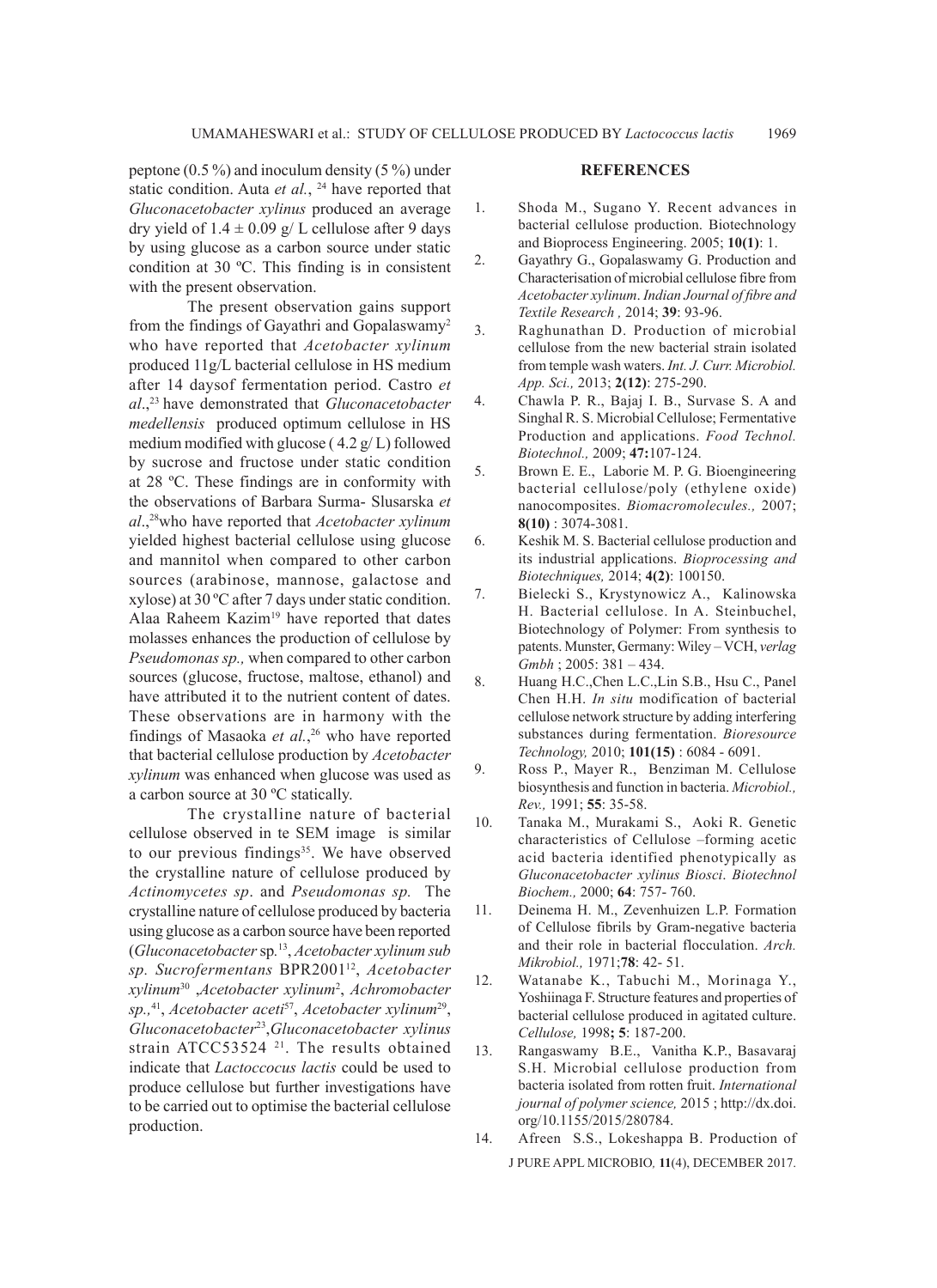peptone (0.5 %) and inoculum density (5 %) under static condition. Auta *et al.*, [24] have reported that *Gluconacetobacter xylinus* produced an average dry yield of $1.4 \pm 0.09$ g/ L cellulose after 9 days by using glucose as a carbon source under static condition at 30 ºC. This finding is in consistent with the present observation.

The present observation gains support from the findings of Gayathri and Gopalaswamy[2] who have reported that *Acetobacter xylinum* produced 11g/L bacterial cellulose in HS medium after 14 daysof fermentation period. Castro *et al*.,[23] have demonstrated that *Gluconacetobacter medellensis* produced optimum cellulose in HS medium modified with glucose ( 4.2 g/ L) followed by sucrose and fructose under static condition at 28 ºC. These findings are in conformity with the observations of Barbara Surma- Slusarska *et al*.,[28]who have reported that *Acetobacter xylinum* yielded highest bacterial cellulose using glucose and mannitol when compared to other carbon sources (arabinose, mannose, galactose and xylose) at 30 ºC after 7 days under static condition. Alaa Raheem Kazim[19] have reported that dates molasses enhances the production of cellulose by *Pseudomonas sp.,* when compared to other carbon sources (glucose, fructose, maltose, ethanol) and have attributed it to the nutrient content of dates. These observations are in harmony with the findings of Masaoka *et al*.,[26] who have reported that bacterial cellulose production by *Acetobacter xylinum* was enhanced when glucose was used as a carbon source at 30 ºC statically.

The crystalline nature of bacterial cellulose observed in te SEM image is similar to our previous findings[35]. We have observed the crystalline nature of cellulose produced by *Actinomycetes sp*. and *Pseudomonas sp.* The crystalline nature of cellulose produced by bacteria using glucose as a carbon source have been reported (*Gluconacetobacter* sp.[13], *Acetobacter xylinum sub sp. Sucrofermentans* BPR2001[12], *Acetobacter xylinum*[30] ,*Acetobacter xylinum*[2], *Achromobacter sp.,*[41], *Acetobacter aceti*[57], *Acetobacter xylinum*[29], *Gluconacetobacter*[23],*Gluconacetobacter xylinus* strain ATCC53524 [21]. The results obtained indicate that *Lactococcus lactis* could be used to produce cellulose but further investigations have to be carried out to optimise the bacterial cellulose production.

## REFERENCES

1. Shoda M., Sugano Y. Recent advances in bacterial cellulose production. Biotechnology and Bioprocess Engineering. 2005; **10(1)**: 1.
2. Gayathry G., Gopalaswamy G. Production and Characterisation of microbial cellulose fibre from *Acetobacter xylinum*. *Indian Journal of fibre and Textile Research ,* 2014; **39**: 93-96.
3. Raghunathan D. Production of microbial cellulose from the new bacterial strain isolated from temple wash waters. *Int. J. Curr. Microbiol. App. Sci.,* 2013; **2(12)**: 275-290.
4. Chawla P. R., Bajaj I. B., Survase S. A and Singhal R. S. Microbial Cellulose; Fermentative Production and applications. *Food Technol. Biotechnol.,* 2009; **47:**107-124.
5. Brown E. E., Laborie M. P. G. Bioengineering bacterial cellulose/poly (ethylene oxide) nanocomposites. *Biomacromolecules.,* 2007; **8(10)** : 3074-3081.
6. Keshik M. S. Bacterial cellulose production and its industrial applications. *Bioprocessing and Biotechniques,* 2014; **4(2)**: 100150.
7. Bielecki S., Krystynowicz A., Kalinowska H. Bacterial cellulose. In A. Steinbuchel, Biotechnology of Polymer: From synthesis to patents. Munster, Germany: Wiley – VCH, *verlag Gmbh* ; 2005: 381 – 434.
8. Huang H.C.,Chen L.C.,Lin S.B., Hsu C., Panel Chen H.H. *In situ* modification of bacterial cellulose network structure by adding interfering substances during fermentation. *Bioresource Technology,* 2010; **101(15)** : 6084 - 6091.
9. Ross P., Mayer R., Benziman M. Cellulose biosynthesis and function in bacteria. *Microbiol., Rev.,* 1991; **55**: 35-58.
10. Tanaka M., Murakami S., Aoki R. Genetic characteristics of Cellulose –forming acetic acid bacteria identified phenotypically as *Gluconacetobacter xylinus Biosci*. *Biotechnol Biochem.,* 2000; **64**: 757- 760.
11. Deinema H. M., Zevenhuizen L.P. Formation of Cellulose fibrils by Gram-negative bacteria and their role in bacterial flocculation. *Arch. Mikrobiol.,* 1971;**78**: 42- 51.
12. Watanabe K., Tabuchi M., Morinaga Y., Yoshiinaga F. Structure features and properties of bacterial cellulose produced in agitated culture. *Cellulose,* 1998**; 5**: 187-200.
13. Rangaswamy B.E., Vanitha K.P., Basavaraj S.H. Microbial cellulose production from bacteria isolated from rotten fruit. *International journal of polymer science,* 2015 ; http://dx.doi.org/10.1155/2015/280784.
14. Afreen S.S., Lokeshappa B. Production of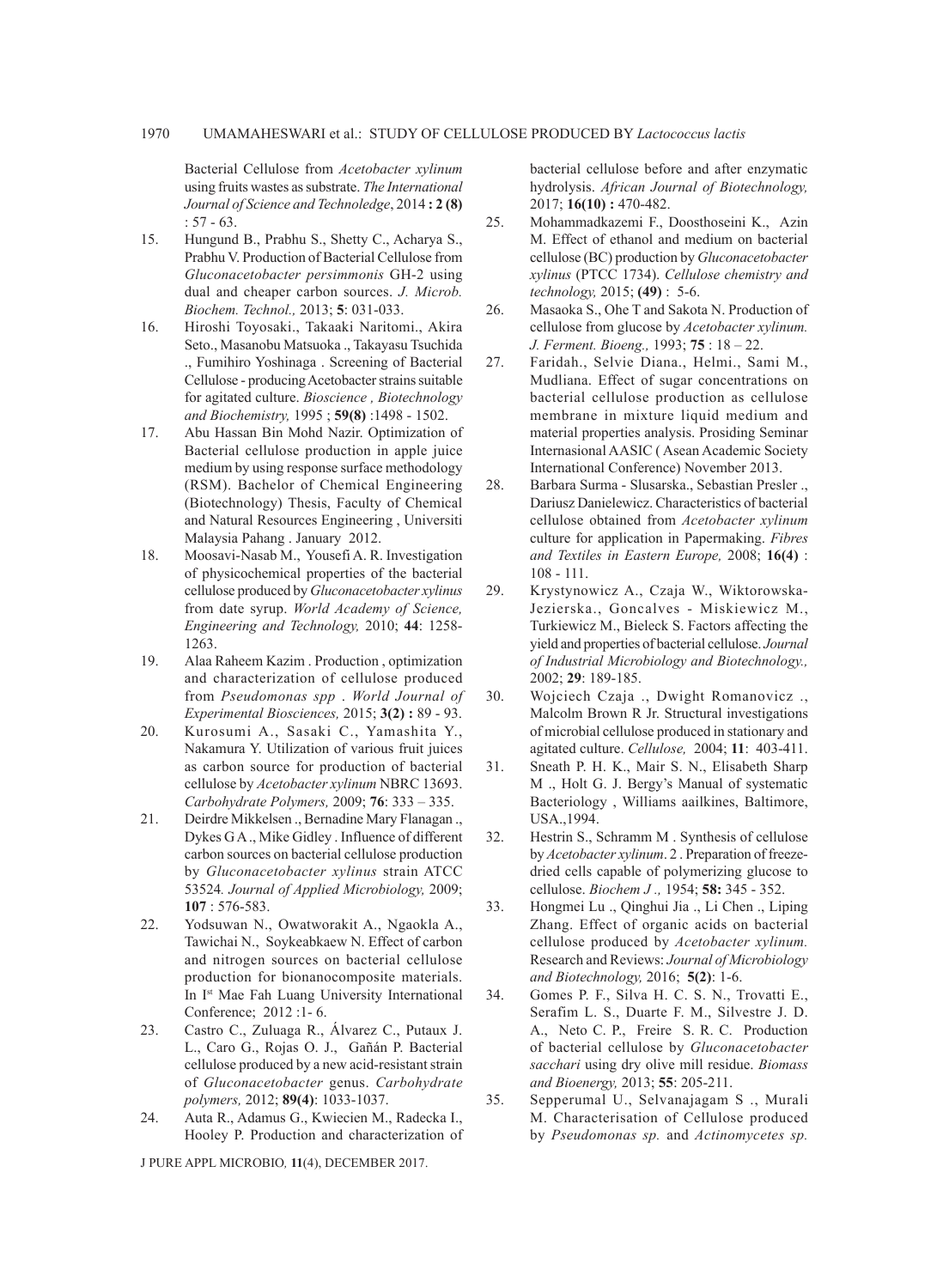Bacterial Cellulose from *Acetobacter xylinum* using fruits wastes as substrate. *The International Journal of Science and Technoledge*, 2014 **: 2 (8)** : 57 - 63.

15. Hungund B., Prabhu S., Shetty C., Acharya S., Prabhu V. Production of Bacterial Cellulose from *Gluconacetobacter persimmonis* GH-2 using dual and cheaper carbon sources. *J. Microb. Biochem. Technol.,* 2013; **5**: 031-033.
16. Hiroshi Toyosaki., Takaaki Naritomi., Akira Seto., Masanobu Matsuoka ., Takayasu Tsuchida ., Fumihiro Yoshinaga . Screening of Bacterial Cellulose - producing Acetobacter strains suitable for agitated culture. *Bioscience , Biotechnology and Biochemistry,* 1995 ; **59(8)** :1498 - 1502.
17. Abu Hassan Bin Mohd Nazir. Optimization of Bacterial cellulose production in apple juice medium by using response surface methodology (RSM). Bachelor of Chemical Engineering (Biotechnology) Thesis, Faculty of Chemical and Natural Resources Engineering , Universiti Malaysia Pahang . January 2012.
18. Moosavi-Nasab M., Yousefi A. R. Investigation of physicochemical properties of the bacterial cellulose produced by *Gluconacetobacter xylinus* from date syrup. *World Academy of Science, Engineering and Technology,* 2010; **44**: 1258-1263.
19. Alaa Raheem Kazim . Production , optimization and characterization of cellulose produced from *Pseudomonas spp* . *World Journal of Experimental Biosciences,* 2015; **3(2) :** 89 - 93.
20. Kurosumi A., Sasaki C., Yamashita Y., Nakamura Y. Utilization of various fruit juices as carbon source for production of bacterial cellulose by *Acetobacter xylinum* NBRC 13693. *Carbohydrate Polymers,* 2009; **76**: 333 – 335.
21. Deirdre Mikkelsen ., Bernadine Mary Flanagan ., Dykes G A ., Mike Gidley . Influence of different carbon sources on bacterial cellulose production by *Gluconacetobacter xylinus* strain ATCC 53524*. Journal of Applied Microbiology,* 2009; **107** : 576-583.
22. Yodsuwan N., Owatworakit A., Ngaokla A., Tawichai N., Soykeabkaew N. Effect of carbon and nitrogen sources on bacterial cellulose production for bionanocomposite materials. In I[st] Mae Fah Luang University International Conference; 2012 :1- 6.
23. Castro C., Zuluaga R., Álvarez C., Putaux J. L., Caro G., Rojas O. J., Gañán P. Bacterial cellulose produced by a new acid-resistant strain of *Gluconacetobacter* genus. *Carbohydrate polymers,* 2012; **89(4)**: 1033-1037.
24. Auta R., Adamus G., Kwiecien M., Radecka I., Hooley P. Production and characterization of bacterial cellulose before and after enzymatic hydrolysis. *African Journal of Biotechnology,* 2017; **16(10) :** 470-482.
25. Mohammadkazemi F., Doosthoseini K., Azin M. Effect of ethanol and medium on bacterial cellulose (BC) production by *Gluconacetobacter xylinus* (PTCC 1734). *Cellulose chemistry and technology,* 2015; **(49)** : 5-6.
26. Masaoka S., Ohe T and Sakota N. Production of cellulose from glucose by *Acetobacter xylinum. J. Ferment. Bioeng.,* 1993; **75** : 18 – 22.
27. Faridah., Selvie Diana., Helmi., Sami M., Mudliana. Effect of sugar concentrations on bacterial cellulose production as cellulose membrane in mixture liquid medium and material properties analysis. Prosiding Seminar Internasional AASIC ( Asean Academic Society International Conference) November 2013.
28. Barbara Surma - Slusarska., Sebastian Presler ., Dariusz Danielewicz. Characteristics of bacterial cellulose obtained from *Acetobacter xylinum* culture for application in Papermaking. *Fibres and Textiles in Eastern Europe,* 2008; **16(4)** : 108 - 111.
29. Krystynowicz A., Czaja W., Wiktorowska-Jezierska., Goncalves - Miskiewicz M., Turkiewicz M., Bieleck S. Factors affecting the yield and properties of bacterial cellulose. *Journal of Industrial Microbiology and Biotechnology.,* 2002; **29**: 189-185.
30. Wojciech Czaja ., Dwight Romanovicz ., Malcolm Brown R Jr. Structural investigations of microbial cellulose produced in stationary and agitated culture. *Cellulose,* 2004; **11**: 403-411.
31. Sneath P. H. K., Mair S. N., Elisabeth Sharp M ., Holt G. J. Bergy's Manual of systematic Bacteriology , Williams aailkines, Baltimore, USA.,1994.
32. Hestrin S., Schramm M . Synthesis of cellulose by *Acetobacter xylinum*. 2 . Preparation of freeze-dried cells capable of polymerizing glucose to cellulose. *Biochem J .,* 1954; **58:** 345 - 352.
33. Hongmei Lu ., Qinghui Jia ., Li Chen ., Liping Zhang. Effect of organic acids on bacterial cellulose produced by *Acetobacter xylinum.* Research and Reviews: *Journal of Microbiology and Biotechnology,* 2016; **5(2)**: 1-6.
34. Gomes P. F., Silva H. C. S. N., Trovatti E., Serafim L. S., Duarte F. M., Silvestre J. D. A., Neto C. P., Freire S. R. C. Production of bacterial cellulose by *Gluconacetobacter sacchari* using dry olive mill residue. *Biomass and Bioenergy,* 2013; **55**: 205-211.
35. Sepperumal U., Selvanajagam S ., Murali M. Characterisation of Cellulose produced by *Pseudomonas sp.* and *Actinomycetes sp.*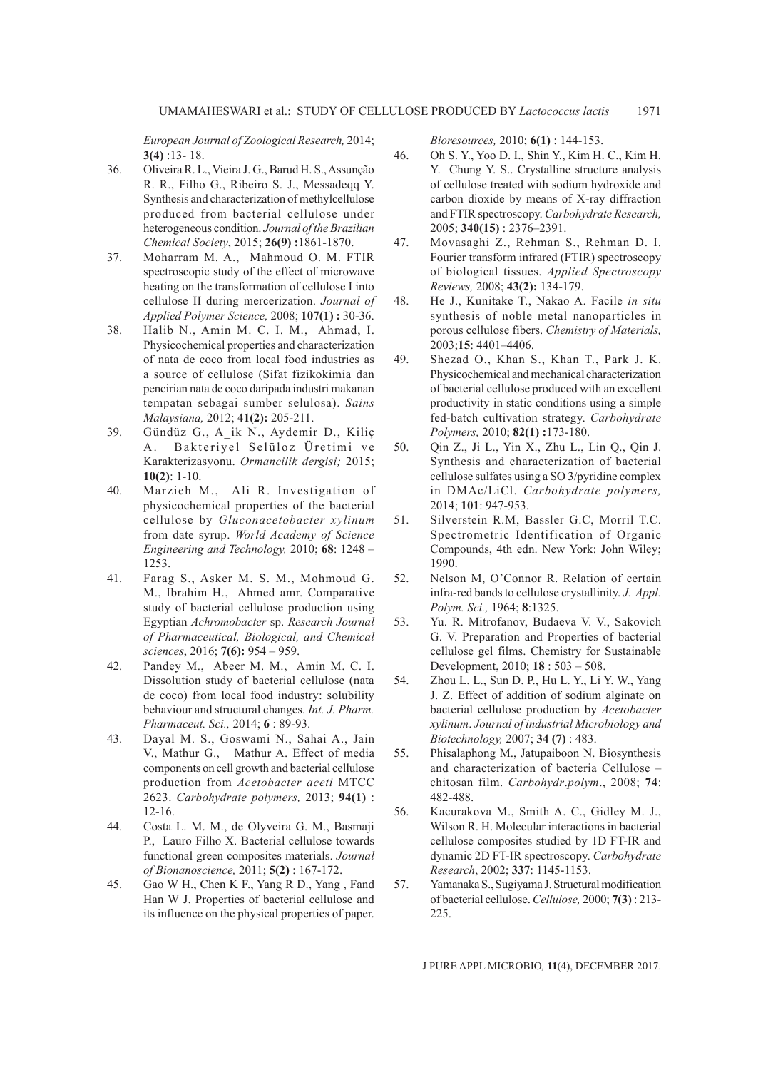*European Journal of Zoological Research,* 2014; **3(4)** :13- 18.

36. Oliveira R. L., Vieira J. G., Barud H. S., Assunção R. R., Filho G., Ribeiro S. J., Messadeqq Y. Synthesis and characterization of methylcellulose produced from bacterial cellulose under heterogeneous condition. *Journal of the Brazilian Chemical Society*, 2015; **26(9) :**1861-1870.
37. Moharram M. A., Mahmoud O. M. FTIR spectroscopic study of the effect of microwave heating on the transformation of cellulose I into cellulose II during mercerization. *Journal of Applied Polymer Science,* 2008; **107(1) :** 30-36.
38. Halib N., Amin M. C. I. M., Ahmad, I. Physicochemical properties and characterization of nata de coco from local food industries as a source of cellulose (Sifat fizikokimia dan pencirian nata de coco daripada industri makanan tempatan sebagai sumber selulosa). *Sains Malaysiana,* 2012; **41(2):** 205-211.
39. Gündüz G., A_ik N., Aydemir D., Kiliç A. Bakteriyel Selüloz Üretimi ve Karakterizasyonu. *Ormancilik dergisi;* 2015; **10(2)**: 1-10.
40. Marzieh M., Ali R. Investigation of physicochemical properties of the bacterial cellulose by *Gluconacetobacter xylinum* from date syrup. *World Academy of Science Engineering and Technology,* 2010; **68**: 1248 – 1253.
41. Farag S., Asker M. S. M., Mohmoud G. M., Ibrahim H., Ahmed amr. Comparative study of bacterial cellulose production using Egyptian *Achromobacter* sp. *Research Journal of Pharmaceutical, Biological, and Chemical sciences*, 2016; **7(6):** 954 – 959.
42. Pandey M., Abeer M. M., Amin M. C. I. Dissolution study of bacterial cellulose (nata de coco) from local food industry: solubility behaviour and structural changes. *Int. J. Pharm. Pharmaceut. Sci.,* 2014; **6** : 89-93.
43. Dayal M. S., Goswami N., Sahai A., Jain V., Mathur G., Mathur A. Effect of media components on cell growth and bacterial cellulose production from *Acetobacter aceti* MTCC 2623. *Carbohydrate polymers,* 2013; **94(1)** : 12-16.
44. Costa L. M. M., de Olyveira G. M., Basmaji P., Lauro Filho X. Bacterial cellulose towards functional green composites materials. *Journal of Bionanoscience,* 2011; **5(2)** : 167-172.
45. Gao W H., Chen K F., Yang R D., Yang , Fand Han W J. Properties of bacterial cellulose and its influence on the physical properties of paper. *Bioresources,* 2010; **6(1)** : 144-153.
46. Oh S. Y., Yoo D. I., Shin Y., Kim H. C., Kim H. Y. Chung Y. S.. Crystalline structure analysis of cellulose treated with sodium hydroxide and carbon dioxide by means of X-ray diffraction and FTIR spectroscopy. *Carbohydrate Research,* 2005; **340(15)** : 2376–2391.
47. Movasaghi Z., Rehman S., Rehman D. I. Fourier transform infrared (FTIR) spectroscopy of biological tissues. *Applied Spectroscopy Reviews,* 2008; **43(2):** 134-179.
48. He J., Kunitake T., Nakao A. Facile *in situ* synthesis of noble metal nanoparticles in porous cellulose fibers. *Chemistry of Materials,* 2003;**15**: 4401–4406.
49. Shezad O., Khan S., Khan T., Park J. K. Physicochemical and mechanical characterization of bacterial cellulose produced with an excellent productivity in static conditions using a simple fed-batch cultivation strategy. *Carbohydrate Polymers,* 2010; **82(1) :**173-180.
50. Qin Z., Ji L., Yin X., Zhu L., Lin Q., Qin J. Synthesis and characterization of bacterial cellulose sulfates using a SO 3/pyridine complex in DMAc/LiCl. *Carbohydrate polymers,* 2014; **101**: 947-953.
51. Silverstein R.M, Bassler G.C, Morril T.C. Spectrometric Identification of Organic Compounds, 4th edn. New York: John Wiley; 1990.
52. Nelson M, O'Connor R. Relation of certain infra-red bands to cellulose crystallinity. *J. Appl. Polym. Sci.,* 1964; **8**:1325.
53. Yu. R. Mitrofanov, Budaeva V. V., Sakovich G. V. Preparation and Properties of bacterial cellulose gel films. Chemistry for Sustainable Development, 2010; **18** : 503 – 508.
54. Zhou L. L., Sun D. P., Hu L. Y., Li Y. W., Yang J. Z. Effect of addition of sodium alginate on bacterial cellulose production by *Acetobacter xylinum*. *Journal of industrial Microbiology and Biotechnology,* 2007; **34 (7)** : 483.
55. Phisalaphong M., Jatupaiboon N. Biosynthesis and characterization of bacteria Cellulose – chitosan film. *Carbohydr.polym*., 2008; **74**: 482-488.
56. Kacurakova M., Smith A. C., Gidley M. J., Wilson R. H. Molecular interactions in bacterial cellulose composites studied by 1D FT-IR and dynamic 2D FT-IR spectroscopy. *Carbohydrate Research*, 2002; **337**: 1145-1153.
57. Yamanaka S., Sugiyama J. Structural modification of bacterial cellulose. *Cellulose,* 2000; **7(3)** : 213-225.